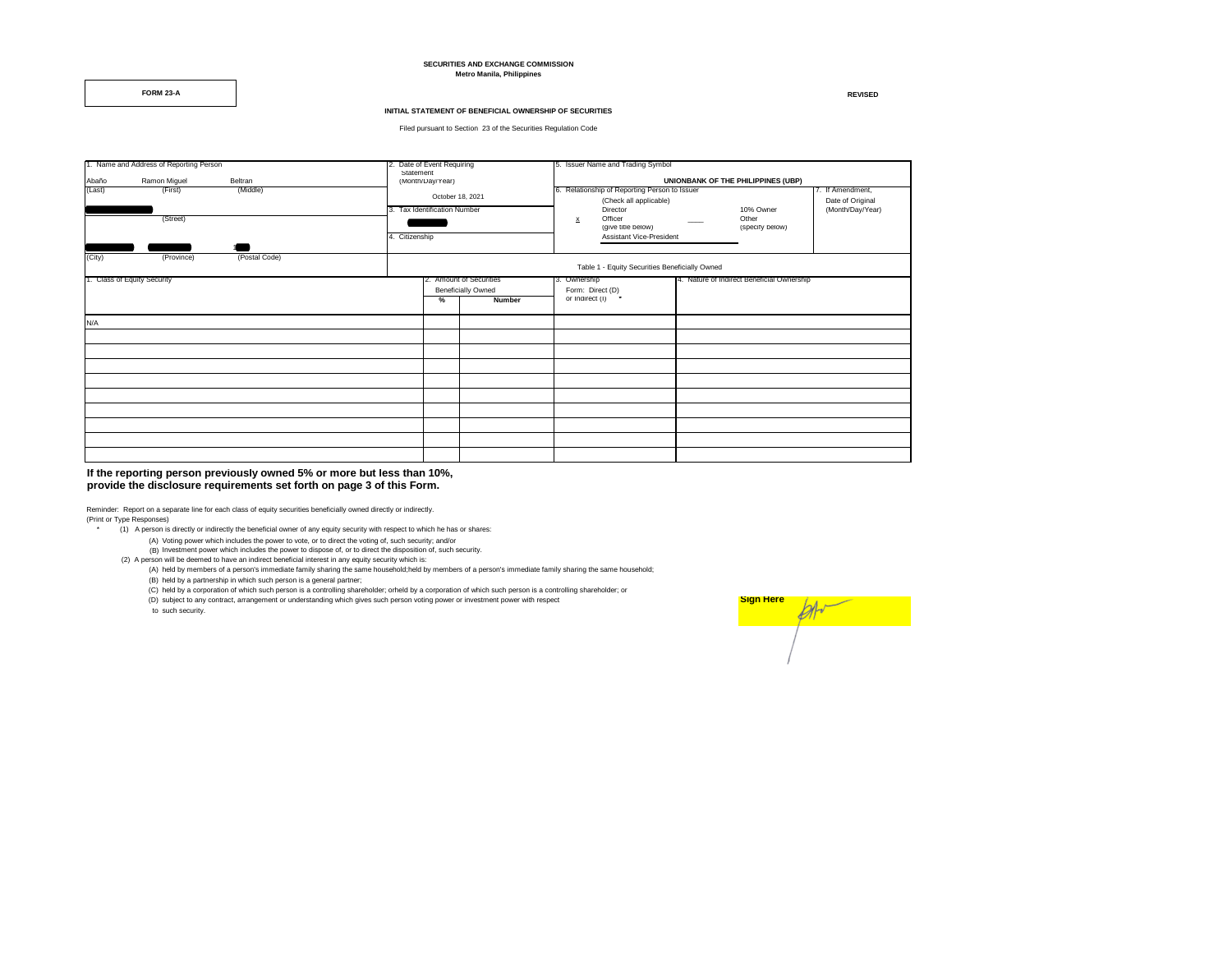**SECURITIES AND EXCHANGE COMMISSION**
**Metro Manila, Philippines**

**FORM 23-A**

**REVISED**

**INITIAL STATEMENT OF BENEFICIAL OWNERSHIP OF SECURITIES**

Filed pursuant to Section 23 of the Securities Regulation Code

| 1. Name and Address of Reporting Person | 2. Date of Event Requiring Statement (Month/Day/Year) | 5. Issuer Name and Trading Symbol | |
|---|---|---|---|
| Abaño (Last) / Ramon Miguel (First) / Beltran (Middle) | October 18, 2021 | UNIONBANK OF THE PHILIPPINES (UBP) | |
| (Street) | 3. Tax Identification Number | 6. Relationship of Reporting Person to Issuer (Check all applicable): Director; x Officer (give title below); 10% Owner; Other (specify below) — Assistant Vice-President | 7. If Amendment, Date of Original (Month/Day/Year) |
| (City) / (Province) / (Postal Code) | 4. Citizenship | | |

Table 1 - Equity Securities Beneficially Owned

| 1. Class of Equity Security | 2. Amount of Securities Beneficially Owned | | 3. Ownership Form: Direct (D) or Indirect (I) * | 4. Nature of Indirect Beneficial Ownership |
|---|---|---|---|---|
| | % | Number | | |
| N/A | | | | |
| | | | | |
| | | | | |
| | | | | |
| | | | | |
| | | | | |
| | | | | |
| | | | | |
| | | | | |
| | | | | |

**If the reporting person previously owned 5% or more but less than 10%, provide the disclosure requirements set forth on page 3 of this Form.**

Reminder: Report on a separate line for each class of equity securities beneficially owned directly or indirectly.
(Print or Type Responses)

\* (1) A person is directly or indirectly the beneficial owner of any equity security with respect to which he has or shares:
(A) Voting power which includes the power to vote, or to direct the voting of, such security; and/or
(B) Investment power which includes the power to dispose of, or to direct the disposition of, such security.

(2) A person will be deemed to have an indirect beneficial interest in any equity security which is:
(A) held by members of a person's immediate family sharing the same household;held by members of a person's immediate family sharing the same household;
(B) held by a partnership in which such person is a general partner;
(C) held by a corporation of which such person is a controlling shareholder; orheld by a corporation of which such person is a controlling shareholder; or
(D) subject to any contract, arrangement or understanding which gives such person voting power or investment power with respect to such security.

**Sign Here**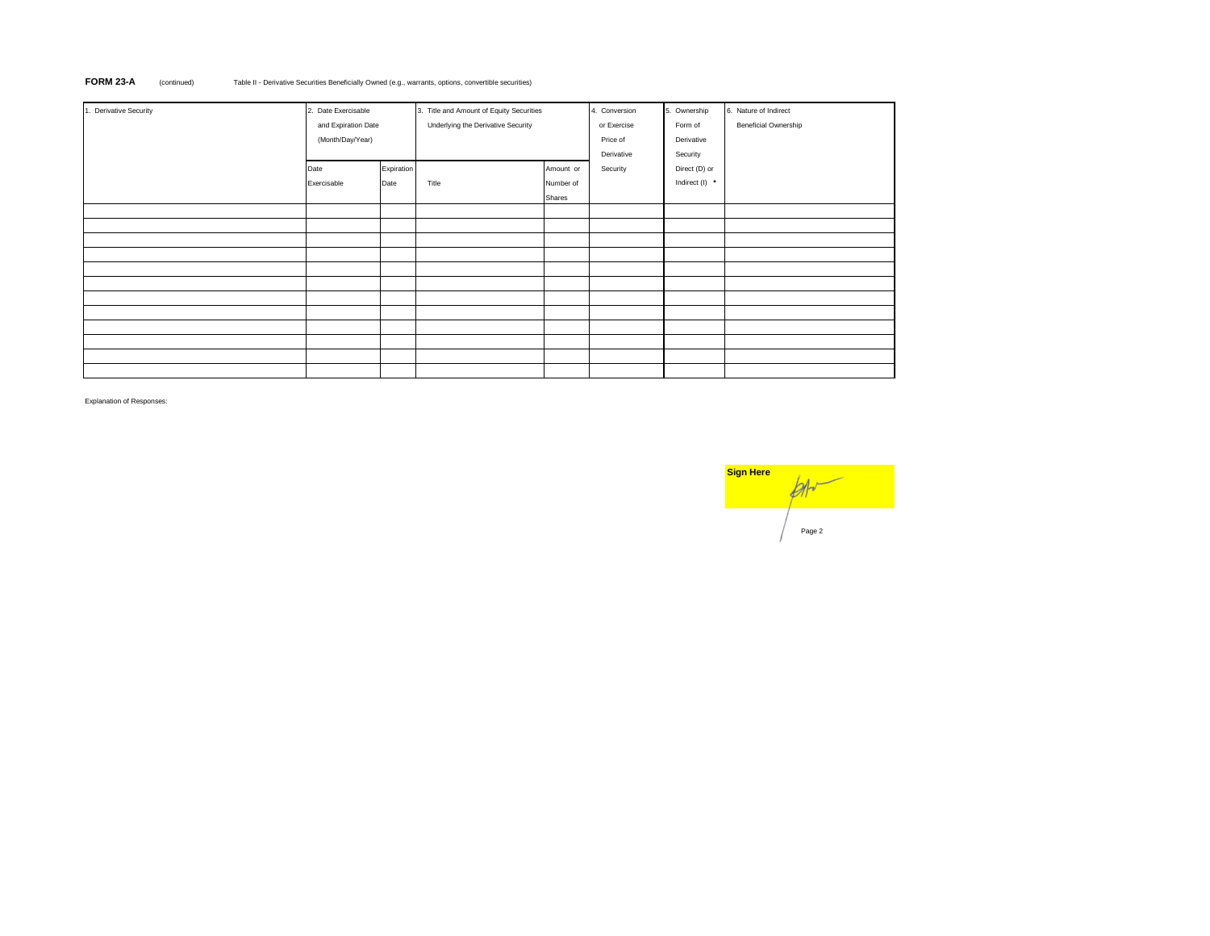**FORM 23-A** (continued) Table II - Derivative Securities Beneficially Owned (e.g., warrants, options, convertible securities)

| 1. Derivative Security | 2. Date Exercisable and Expiration Date (Month/Day/Year) | | 3. Title and Amount of Equity Securities Underlying the Derivative Security | | 4. Conversion or Exercise Price of Derivative Security | 5. Ownership Form of Derivative Security Direct (D) or Indirect (I) * | 6. Nature of Indirect Beneficial Ownership |
|---|---|---|---|---|---|---|---|
| | Date Exercisable | Expiration Date | Title | Amount or Number of Shares | | | |
| | | | | | | | |
| | | | | | | | |
| | | | | | | | |
| | | | | | | | |
| | | | | | | | |
| | | | | | | | |
| | | | | | | | |
| | | | | | | | |
| | | | | | | | |
| | | | | | | | |
| | | | | | | | |
| | | | | | | | |

Explanation of Responses:

**Sign Here**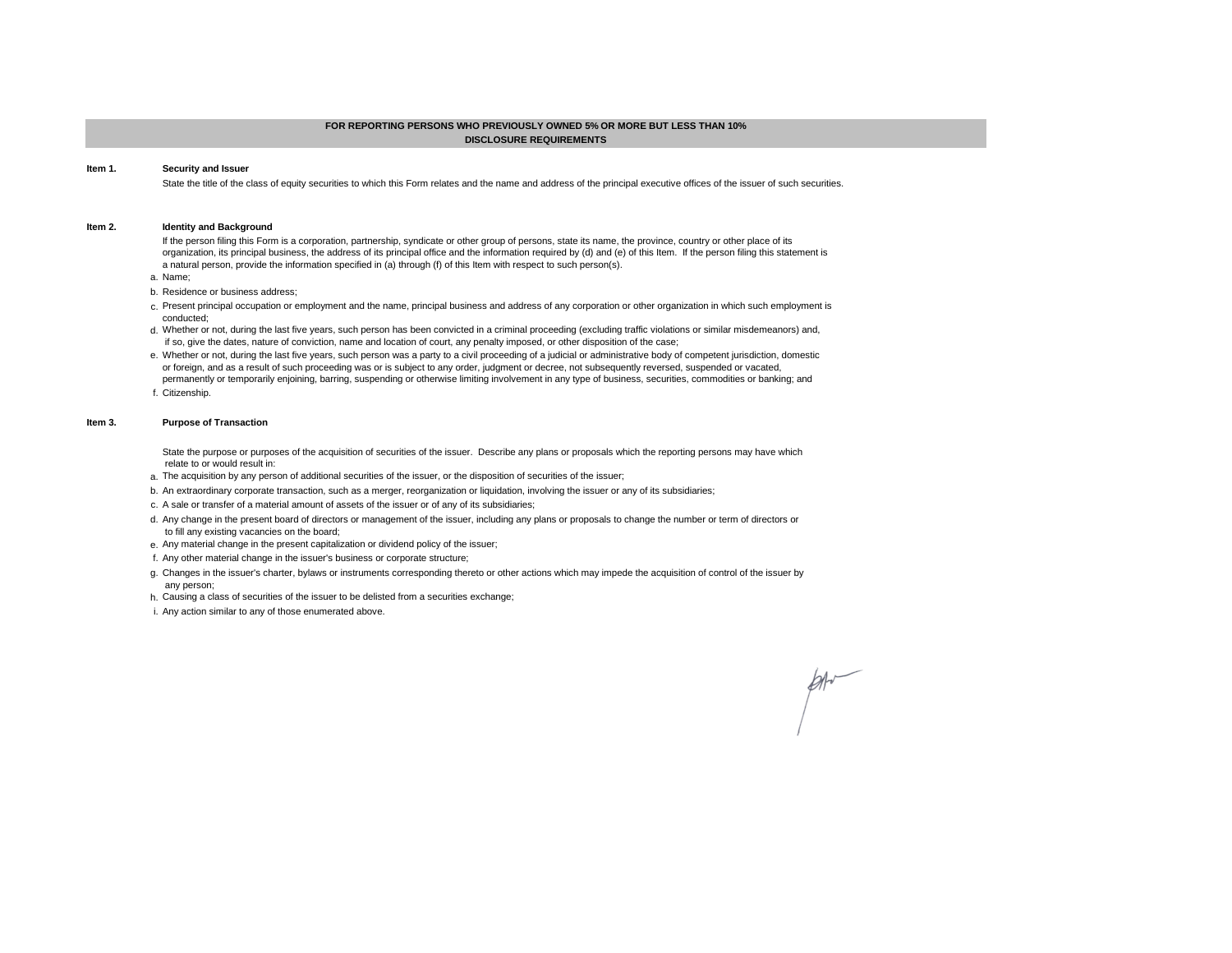## FOR REPORTING PERSONS WHO PREVIOUSLY OWNED 5% OR MORE BUT LESS THAN 10%
## DISCLOSURE REQUIREMENTS

**Item 1.** **Security and Issuer**

State the title of the class of equity securities to which this Form relates and the name and address of the principal executive offices of the issuer of such securities.

**Item 2.** **Identity and Background**

If the person filing this Form is a corporation, partnership, syndicate or other group of persons, state its name, the province, country or other place of its organization, its principal business, the address of its principal office and the information required by (d) and (e) of this Item. If the person filing this statement is a natural person, provide the information specified in (a) through (f) of this Item with respect to such person(s).

a. Name;

b. Residence or business address;

c. Present principal occupation or employment and the name, principal business and address of any corporation or other organization in which such employment is conducted;

d. Whether or not, during the last five years, such person has been convicted in a criminal proceeding (excluding traffic violations or similar misdemeanors) and, if so, give the dates, nature of conviction, name and location of court, any penalty imposed, or other disposition of the case;

e. Whether or not, during the last five years, such person was a party to a civil proceeding of a judicial or administrative body of competent jurisdiction, domestic or foreign, and as a result of such proceeding was or is subject to any order, judgment or decree, not subsequently reversed, suspended or vacated, permanently or temporarily enjoining, barring, suspending or otherwise limiting involvement in any type of business, securities, commodities or banking; and

f. Citizenship.

**Item 3.** **Purpose of Transaction**

State the purpose or purposes of the acquisition of securities of the issuer. Describe any plans or proposals which the reporting persons may have which relate to or would result in:

a. The acquisition by any person of additional securities of the issuer, or the disposition of securities of the issuer;

b. An extraordinary corporate transaction, such as a merger, reorganization or liquidation, involving the issuer or any of its subsidiaries;

c. A sale or transfer of a material amount of assets of the issuer or of any of its subsidiaries;

d. Any change in the present board of directors or management of the issuer, including any plans or proposals to change the number or term of directors or to fill any existing vacancies on the board;

e. Any material change in the present capitalization or dividend policy of the issuer;

f. Any other material change in the issuer's business or corporate structure;

g. Changes in the issuer's charter, bylaws or instruments corresponding thereto or other actions which may impede the acquisition of control of the issuer by any person;

h. Causing a class of securities of the issuer to be delisted from a securities exchange;

i. Any action similar to any of those enumerated above.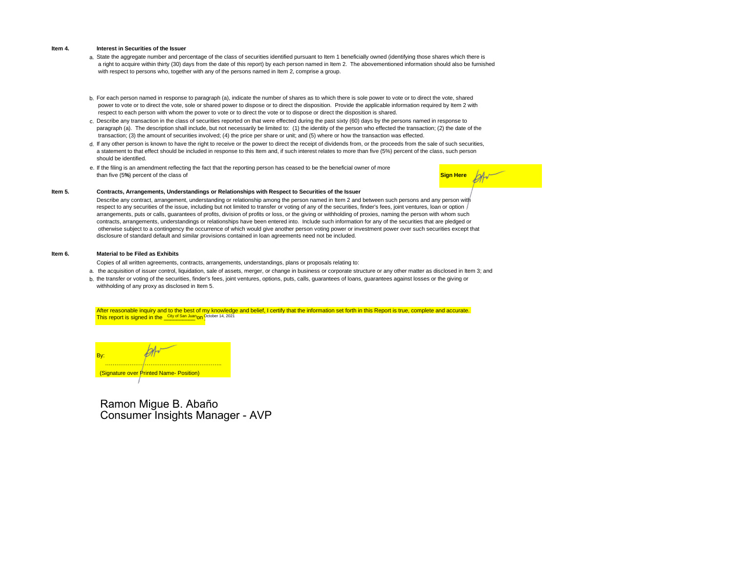**Item 4. Interest in Securities of the Issuer**

a. State the aggregate number and percentage of the class of securities identified pursuant to Item 1 beneficially owned (identifying those shares which there is a right to acquire within thirty (30) days from the date of this report) by each person named in Item 2. The abovementioned information should also be furnished with respect to persons who, together with any of the persons named in Item 2, comprise a group.

b. For each person named in response to paragraph (a), indicate the number of shares as to which there is sole power to vote or to direct the vote, shared power to vote or to direct the vote, sole or shared power to dispose or to direct the disposition. Provide the applicable information required by Item 2 with respect to each person with whom the power to vote or to direct the vote or to dispose or direct the disposition is shared.

c. Describe any transaction in the class of securities reported on that were effected during the past sixty (60) days by the persons named in response to paragraph (a). The description shall include, but not necessarily be limited to: (1) the identity of the person who effected the transaction; (2) the date of the transaction; (3) the amount of securities involved; (4) the price per share or unit; and (5) where or how the transaction was effected.

d. If any other person is known to have the right to receive or the power to direct the receipt of dividends from, or the proceeds from the sale of such securities, a statement to that effect should be included in response to this Item and, if such interest relates to more than five (5%) percent of the class, such person should be identified.

e. If the filing is an amendment reflecting the fact that the reporting person has ceased to be the beneficial owner of more than five (5**%**) percent of the class of

**Sign Here**

**Item 5. Contracts, Arrangements, Understandings or Relationships with Respect to Securities of the Issuer**

Describe any contract, arrangement, understanding or relationship among the person named in Item 2 and between such persons and any person with respect to any securities of the issue, including but not limited to transfer or voting of any of the securities, finder's fees, joint ventures, loan or option arrangements, puts or calls, guarantees of profits, division of profits or loss, or the giving or withholding of proxies, naming the person with whom such contracts, arrangements, understandings or relationships have been entered into. Include such information for any of the securities that are pledged or otherwise subject to a contingency the occurrence of which would give another person voting power or investment power over such securities except that disclosure of standard default and similar provisions contained in loan agreements need not be included.

**Item 6. Material to be Filed as Exhibits**

Copies of all written agreements, contracts, arrangements, understandings, plans or proposals relating to:

a. the acquisition of issuer control, liquidation, sale of assets, merger, or change in business or corporate structure or any other matter as disclosed in Item 3; and

b. the transfer or voting of the securities, finder's fees, joint ventures, options, puts, calls, guarantees of loans, guarantees against losses or the giving or withholding of any proxy as disclosed in Item 5.

After reasonable inquiry and to the best of my knowledge and belief, I certify that the information set forth in this Report is true, complete and accurate.
This report is signed in the City of San Juan on October 14, 2021

By:
………………………………………………………..
(Signature over Printed Name- Position)

Ramon Migue B. Abaño
Consumer Insights Manager - AVP